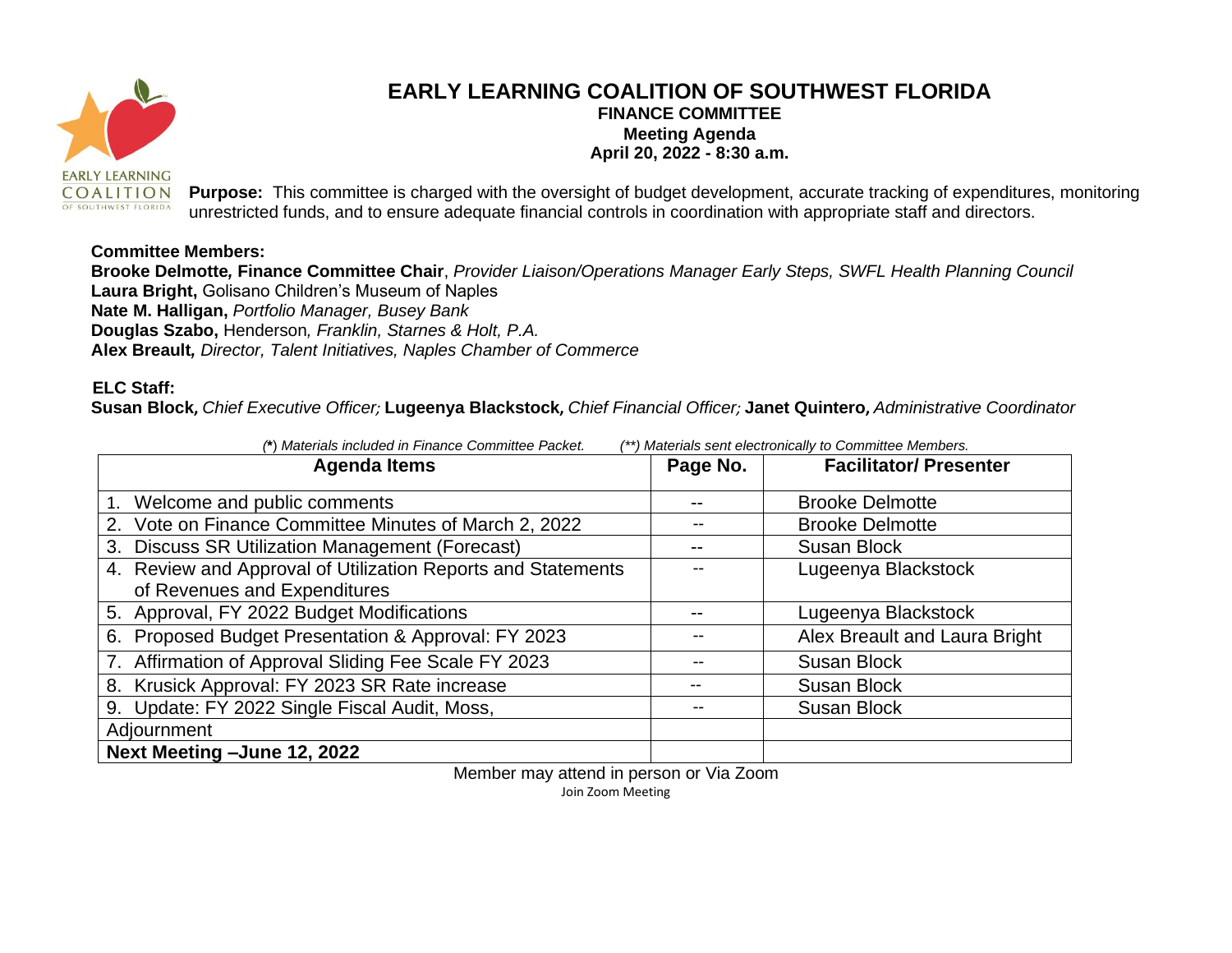# EARLY LEARNING COALITION OF SOUTHWEST FLORIDA

## FINANCE COMMITTEE

### Meeting Agenda

### April 20, 2022 - 8:30 a.m.

**Purpose:** This committee is charged with the oversight of budget development, accurate tracking of expenditures, monitoring unrestricted funds, and to ensure adequate financial controls in coordination with appropriate staff and directors.

**Committee Members:**
**Brooke Delmotte, Finance Committee Chair**, *Provider Liaison/Operations Manager Early Steps, SWFL Health Planning Council*
**Laura Bright,** Golisano Children's Museum of Naples
**Nate M. Halligan,** *Portfolio Manager, Busey Bank*
**Douglas Szabo,** Henderson*, Franklin, Starnes & Holt, P.A.*
**Alex Breault,** *Director, Talent Initiatives, Naples Chamber of Commerce*

**ELC Staff:**
**Susan Block,** *Chief Executive Officer;* **Lugeenya Blackstock,** *Chief Financial Officer;* **Janet Quintero,** *Administrative Coordinator*

*(\*) Materials included in Finance Committee Packet. (\*\*) Materials sent electronically to Committee Members.*

| Agenda Items | Page No. | Facilitator/ Presenter |
|---|---|---|
| 1. Welcome and public comments | -- | Brooke Delmotte |
| 2. Vote on Finance Committee Minutes of March 2, 2022 | -- | Brooke Delmotte |
| 3. Discuss SR Utilization Management (Forecast) | -- | Susan Block |
| 4. Review and Approval of Utilization Reports and Statements of Revenues and Expenditures | -- | Lugeenya Blackstock |
| 5. Approval, FY 2022 Budget Modifications | -- | Lugeenya Blackstock |
| 6. Proposed Budget Presentation & Approval: FY 2023 | -- | Alex Breault and Laura Bright |
| 7. Affirmation of Approval Sliding Fee Scale FY 2023 | -- | Susan Block |
| 8. Krusick Approval: FY 2023 SR Rate increase | -- | Susan Block |
| 9. Update: FY 2022 Single Fiscal Audit, Moss, | -- | Susan Block |
| Adjournment | | |
| **Next Meeting –June 12, 2022** | | |

Member may attend in person or Via Zoom
Join Zoom Meeting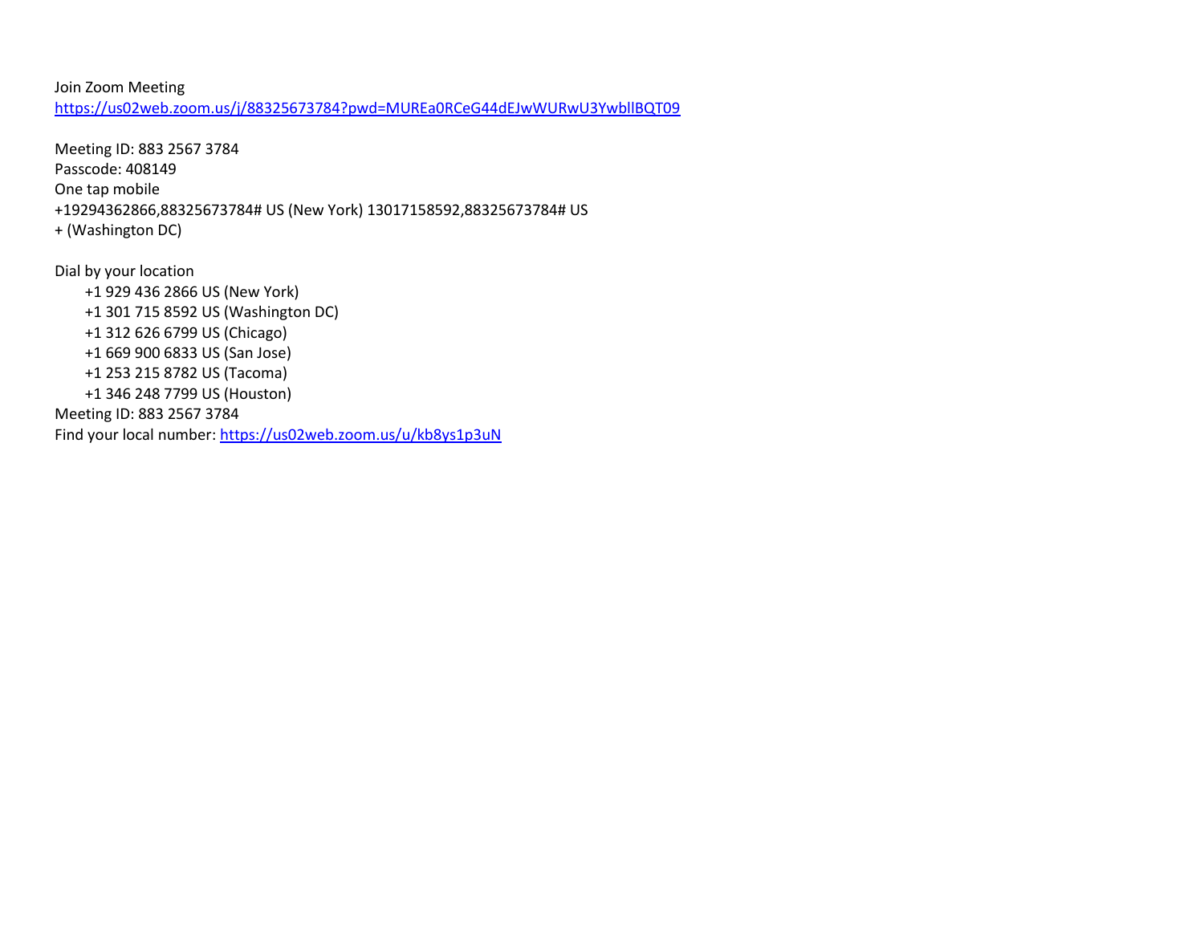Join Zoom Meeting
https://us02web.zoom.us/j/88325673784?pwd=MUREa0RCeG44dEJwWURwU3YwbllBQT09

Meeting ID: 883 2567 3784
Passcode: 408149
One tap mobile
+19294362866,88325673784# US (New York) 13017158592,88325673784# US
+ (Washington DC)

Dial by your location
+1 929 436 2866 US (New York)
+1 301 715 8592 US (Washington DC)
+1 312 626 6799 US (Chicago)
+1 669 900 6833 US (San Jose)
+1 253 215 8782 US (Tacoma)
+1 346 248 7799 US (Houston)
Meeting ID: 883 2567 3784
Find your local number: https://us02web.zoom.us/u/kb8ys1p3uN